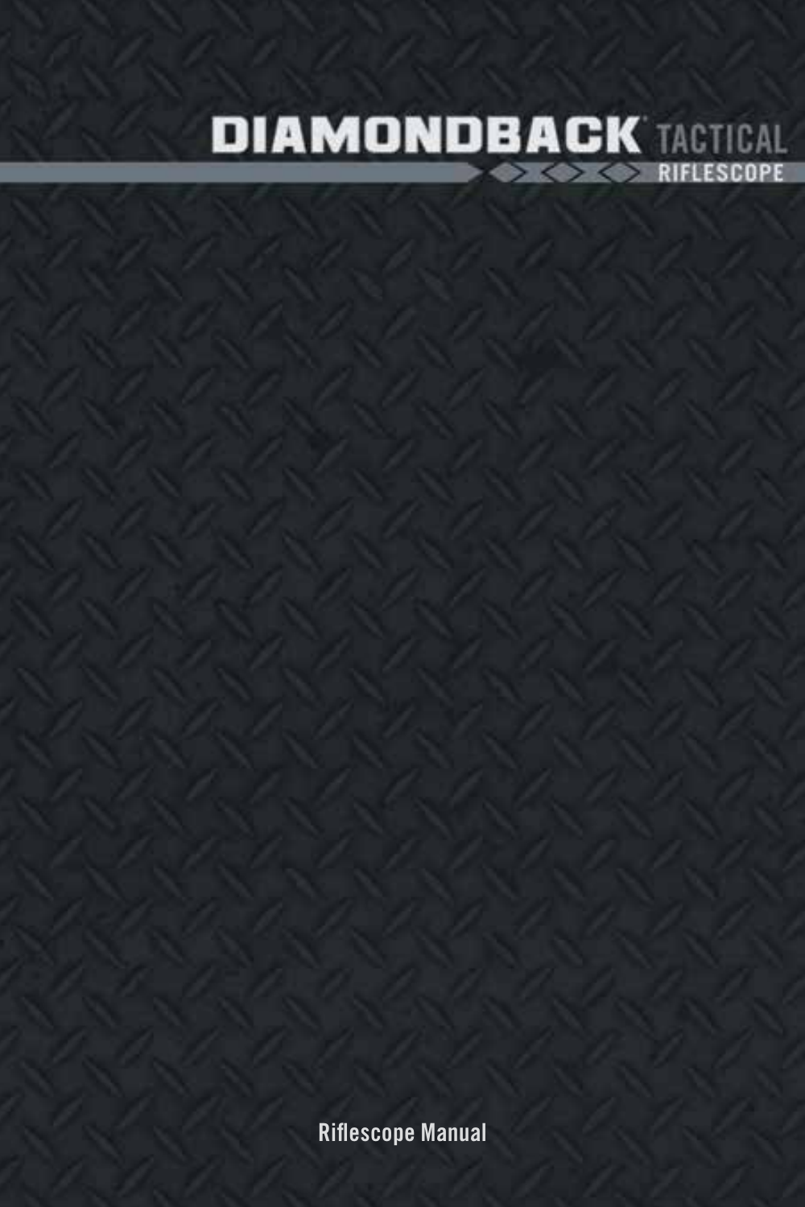# DIAMONDBACK® TACTICAL RIFLESCOPE

Riflescope Manual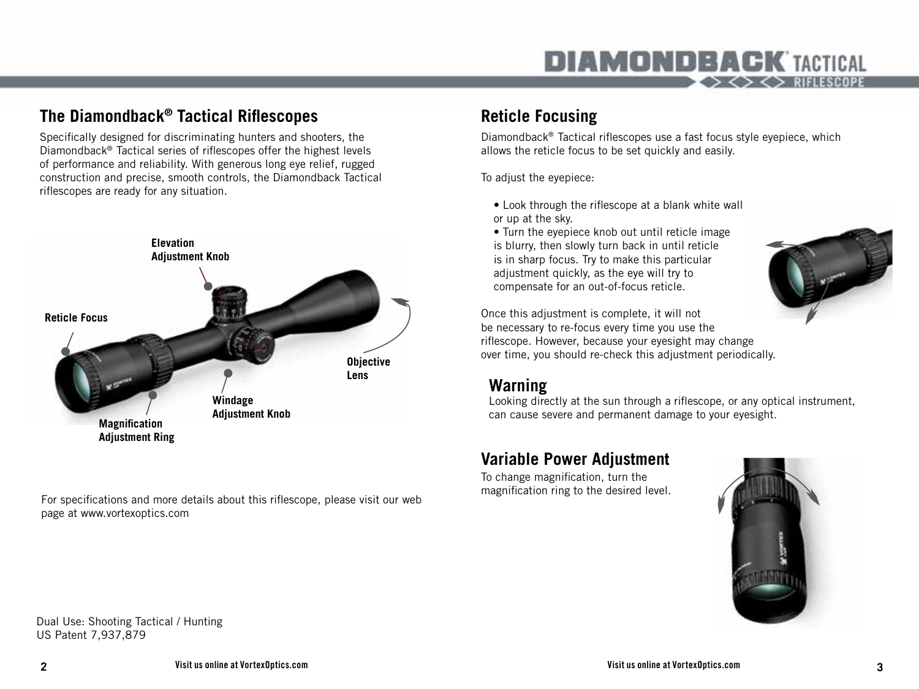## The Diamondback® Tactical Riflescopes

Specifically designed for discriminating hunters and shooters, the Diamondback® Tactical series of riflescopes offer the highest levels of performance and reliability. With generous long eye relief, rugged construction and precise, smooth controls, the Diamondback Tactical riflescopes are ready for any situation.

**Elevation Adjustment Knob**

**Reticle Focus**

**Objective Lens**

**Windage Adjustment Knob**

**Magnification Adjustment Ring**

For specifications and more details about this riflescope, please visit our web page at www.vortexoptics.com

Dual Use: Shooting Tactical / Hunting
US Patent 7,937,879

## Reticle Focusing

Diamondback® Tactical riflescopes use a fast focus style eyepiece, which allows the reticle focus to be set quickly and easily.

To adjust the eyepiece:

- Look through the riflescope at a blank white wall or up at the sky.
- Turn the eyepiece knob out until reticle image is blurry, then slowly turn back in until reticle is in sharp focus. Try to make this particular adjustment quickly, as the eye will try to compensate for an out-of-focus reticle.

Once this adjustment is complete, it will not be necessary to re-focus every time you use the riflescope. However, because your eyesight may change over time, you should re-check this adjustment periodically.

### Warning

Looking directly at the sun through a riflescope, or any optical instrument, can cause severe and permanent damage to your eyesight.

## Variable Power Adjustment

To change magnification, turn the magnification ring to the desired level.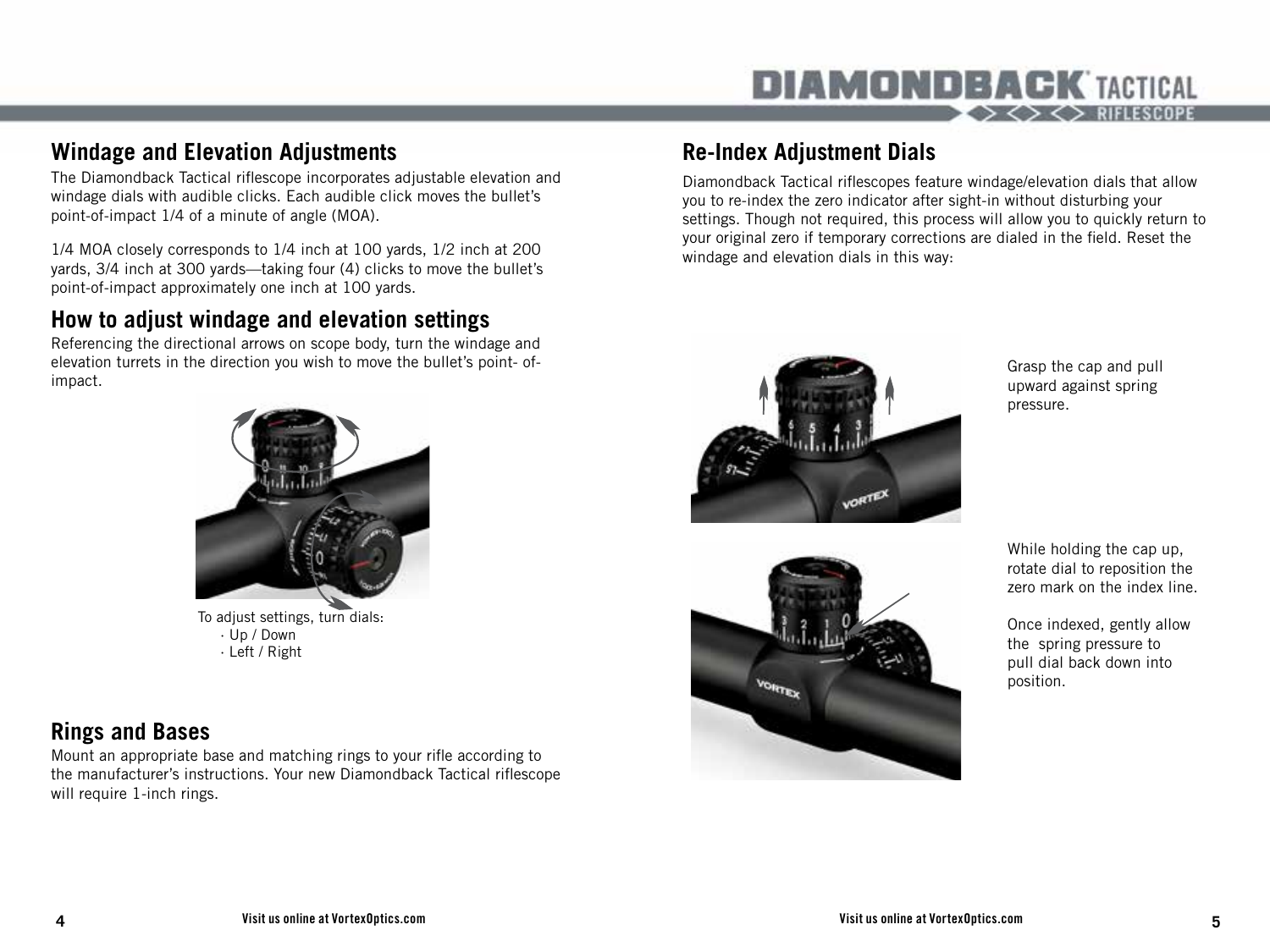## Windage and Elevation Adjustments

The Diamondback Tactical riflescope incorporates adjustable elevation and windage dials with audible clicks. Each audible click moves the bullet's point-of-impact 1/4 of a minute of angle (MOA).

1/4 MOA closely corresponds to 1/4 inch at 100 yards, 1/2 inch at 200 yards, 3/4 inch at 300 yards—taking four (4) clicks to move the bullet's point-of-impact approximately one inch at 100 yards.

## How to adjust windage and elevation settings

Referencing the directional arrows on scope body, turn the windage and elevation turrets in the direction you wish to move the bullet's point- of-impact.

To adjust settings, turn dials:
- Up / Down
- Left / Right

## Rings and Bases

Mount an appropriate base and matching rings to your rifle according to the manufacturer's instructions. Your new Diamondback Tactical riflescope will require 1-inch rings.

## Re-Index Adjustment Dials

Diamondback Tactical riflescopes feature windage/elevation dials that allow you to re-index the zero indicator after sight-in without disturbing your settings. Though not required, this process will allow you to quickly return to your original zero if temporary corrections are dialed in the field. Reset the windage and elevation dials in this way:

Grasp the cap and pull upward against spring pressure.

While holding the cap up, rotate dial to reposition the zero mark on the index line.

Once indexed, gently allow the spring pressure to pull dial back down into position.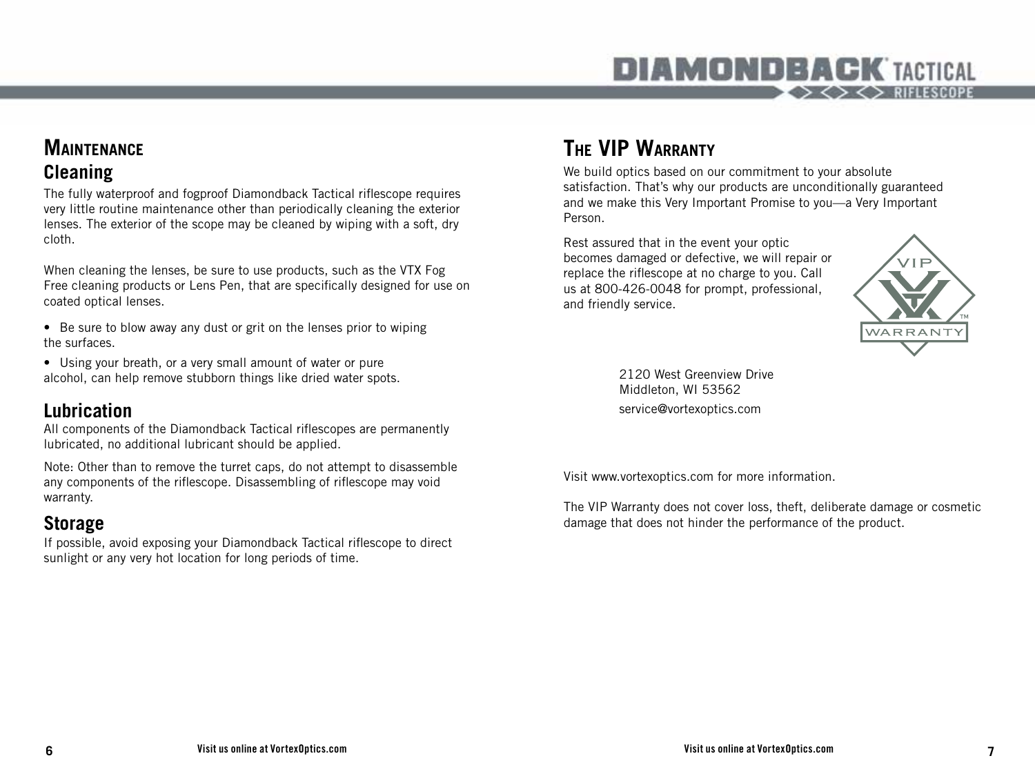## Maintenance

### Cleaning

The fully waterproof and fogproof Diamondback Tactical riflescope requires very little routine maintenance other than periodically cleaning the exterior lenses. The exterior of the scope may be cleaned by wiping with a soft, dry cloth.

When cleaning the lenses, be sure to use products, such as the VTX Fog Free cleaning products or Lens Pen, that are specifically designed for use on coated optical lenses.

- Be sure to blow away any dust or grit on the lenses prior to wiping the surfaces.
- Using your breath, or a very small amount of water or pure alcohol, can help remove stubborn things like dried water spots.

### Lubrication

All components of the Diamondback Tactical riflescopes are permanently lubricated, no additional lubricant should be applied.

Note: Other than to remove the turret caps, do not attempt to disassemble any components of the riflescope. Disassembling of riflescope may void warranty.

### Storage

If possible, avoid exposing your Diamondback Tactical riflescope to direct sunlight or any very hot location for long periods of time.

## The VIP Warranty

We build optics based on our commitment to your absolute satisfaction. That's why our products are unconditionally guaranteed and we make this Very Important Promise to you—a Very Important Person.

Rest assured that in the event your optic becomes damaged or defective, we will repair or replace the riflescope at no charge to you. Call us at 800-426-0048 for prompt, professional, and friendly service.

2120 West Greenview Drive
Middleton, WI 53562
service@vortexoptics.com

Visit www.vortexoptics.com for more information.

The VIP Warranty does not cover loss, theft, deliberate damage or cosmetic damage that does not hinder the performance of the product.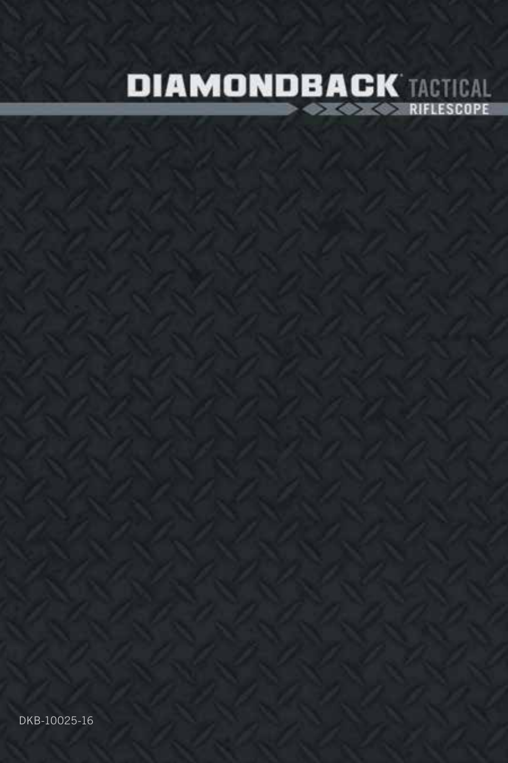DIAMONDBACK TACTICAL RIFLESCOPE

DKB-10025-16